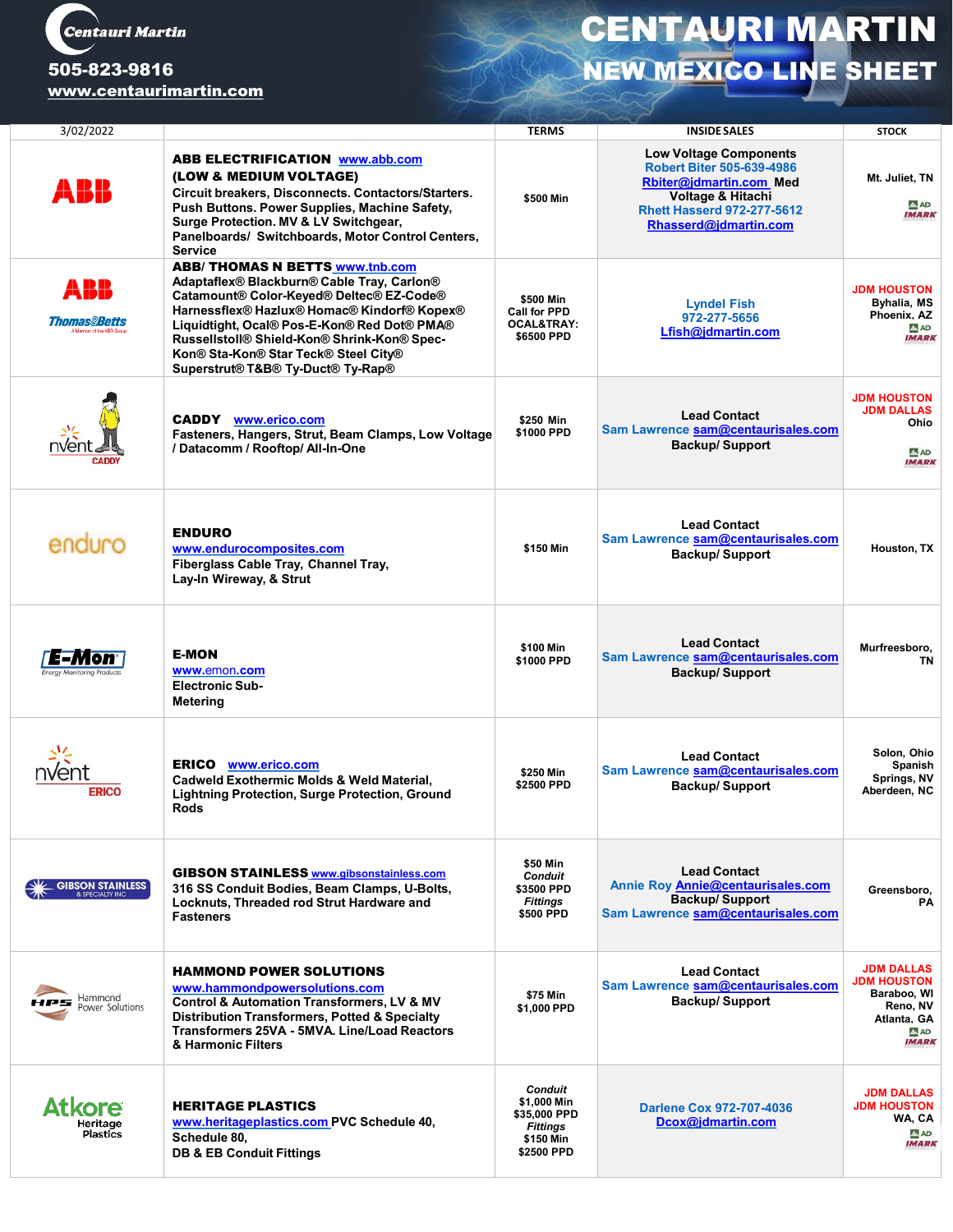# CENTAURI MARTIN

## NEW MEXICO LINE SHEET

Centauri Martin
505-823-9816
www.centaurimartin.com

| 3/02/2022 | | TERMS | INSIDE SALES | STOCK |
|---|---|---|---|---|
| ABB | **ABB ELECTRIFICATION** www.abb.com **(LOW & MEDIUM VOLTAGE)** Circuit breakers, Disconnects. Contactors/Starters. Push Buttons. Power Supplies, Machine Safety, Surge Protection. MV & LV Switchgear, Panelboards/ Switchboards, Motor Control Centers, Service | $500 Min | Low Voltage Components Robert Biter 505-639-4986 Rbiter@jdmartin.com Med Voltage & Hitachi Rhett Hasserd 972-277-5612 Rhasserd@jdmartin.com | Mt. Juliet, TN AD IMARK |
| ABB Thomas&Betts | **ABB/ THOMAS N BETTS** www.tnb.com Adaptaflex® Blackburn® Cable Tray, Carlon® Catamount® Color-Keyed® Deltec® EZ-Code® Harnessflex® Hazlux® Homac® Kindorf® Kopex® Liquidtight, Ocal® Pos-E-Kon® Red Dot® PMA® Russellstoll® Shield-Kon® Shrink-Kon® Spec-Kon® Sta-Kon® Star Teck® Steel City® Superstrut® T&B® Ty-Duct® Ty-Rap® | $500 Min Call for PPD OCAL&TRAY: $6500 PPD | Lyndel Fish 972-277-5656 Lfish@jdmartin.com | JDM HOUSTON Byhalia, MS Phoenix, AZ AD IMARK |
| nVent CADDY | **CADDY** www.erico.com Fasteners, Hangers, Strut, Beam Clamps, Low Voltage / Datacomm / Rooftop/ All-In-One | $250 Min $1000 PPD | Lead Contact Sam Lawrence sam@centaurisales.com Backup/ Support | JDM HOUSTON JDM DALLAS Ohio AD IMARK |
| enduro | **ENDURO** www.endurocomposites.com Fiberglass Cable Tray, Channel Tray, Lay-In Wireway, & Strut | $150 Min | Lead Contact Sam Lawrence sam@centaurisales.com Backup/ Support | Houston, TX |
| E-Mon Energy Monitoring Products | **E-MON** www.emon.com Electronic Sub-Metering | $100 Min $1000 PPD | Lead Contact Sam Lawrence sam@centaurisales.com Backup/ Support | Murfreesboro, TN |
| nVent ERICO | **ERICO** www.erico.com Cadweld Exothermic Molds & Weld Material, Lightning Protection, Surge Protection, Ground Rods | $250 Min $2500 PPD | Lead Contact Sam Lawrence sam@centaurisales.com Backup/ Support | Solon, Ohio Spanish Springs, NV Aberdeen, NC |
| GIBSON STAINLESS & SPECIALTY INC | **GIBSON STAINLESS** www.gibsonstainless.com 316 SS Conduit Bodies, Beam Clamps, U-Bolts, Locknuts, Threaded rod Strut Hardware and Fasteners | $50 Min *Conduit* $3500 PPD *Fittings* $500 PPD | Lead Contact Annie Roy Annie@centaurisales.com Backup/ Support Sam Lawrence sam@centaurisales.com | Greensboro, PA |
| HPS Hammond Power Solutions | **HAMMOND POWER SOLUTIONS** www.hammondpowersolutions.com Control & Automation Transformers, LV & MV Distribution Transformers, Potted & Specialty Transformers 25VA - 5MVA. Line/Load Reactors & Harmonic Filters | $75 Min $1,000 PPD | Lead Contact Sam Lawrence sam@centaurisales.com Backup/ Support | JDM DALLAS JDM HOUSTON Baraboo, WI Reno, NV Atlanta, GA AD IMARK |
| Atkore Heritage Plastics | **HERITAGE PLASTICS** www.heritageplastics.com PVC Schedule 40, Schedule 80, DB & EB Conduit Fittings | *Conduit* $1,000 Min $35,000 PPD *Fittings* $150 Min $2500 PPD | Darlene Cox 972-707-4036 Dcox@jdmartin.com | JDM DALLAS JDM HOUSTON WA, CA AD IMARK |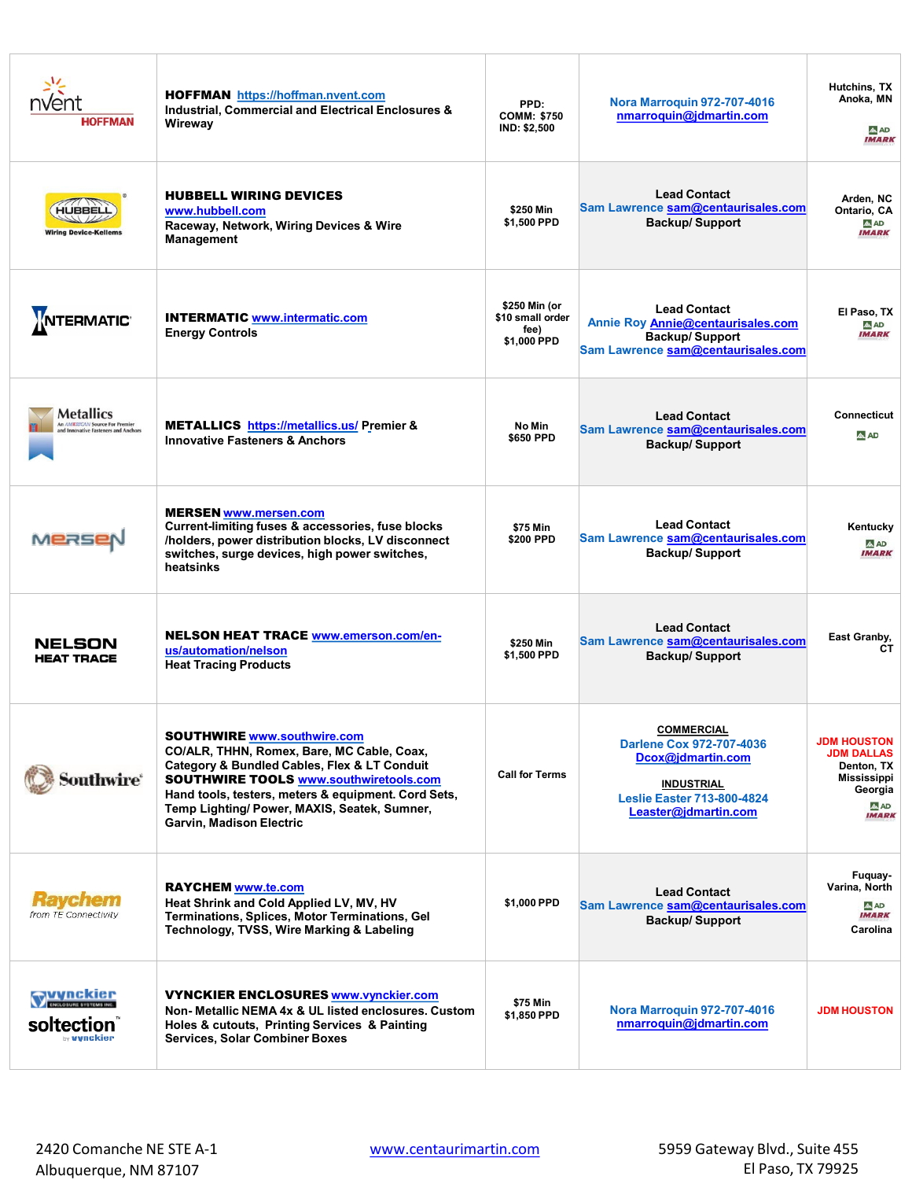| | | | | |
|---|---|---|---|---|
| nVent HOFFMAN | **HOFFMAN** https://hoffman.nvent.com<br>Industrial, Commercial and Electrical Enclosures & Wireway | PPD:<br>COMM: $750<br>IND: $2,500 | Nora Marroquin 972-707-4016<br>nmarroquin@jdmartin.com | Hutchins, TX<br>Anoka, MN<br>AD<br>IMARK |
| HUBBELL Wiring Device-Kellems | **HUBBELL WIRING DEVICES**<br>www.hubbell.com<br>Raceway, Network, Wiring Devices & Wire Management | $250 Min<br>$1,500 PPD | **Lead Contact**<br>Sam Lawrence sam@centaurisales.com<br>**Backup/ Support** | Arden, NC<br>Ontario, CA<br>AD<br>IMARK |
| INTERMATIC | **INTERMATIC** www.intermatic.com<br>Energy Controls | $250 Min (or $10 small order fee)<br>$1,000 PPD | **Lead Contact**<br>Annie Roy Annie@centaurisales.com<br>**Backup/ Support**<br>Sam Lawrence sam@centaurisales.com | El Paso, TX<br>AD<br>IMARK |
| Metallics An AMERICAN Source For Premier and Innovative Fasteners and Anchors | **METALLICS** https://metallics.us/ Premier & Innovative Fasteners & Anchors | No Min<br>$650 PPD | **Lead Contact**<br>Sam Lawrence sam@centaurisales.com<br>**Backup/ Support** | Connecticut<br>AD |
| MERSEN | **MERSEN** www.mersen.com<br>Current-limiting fuses & accessories, fuse blocks /holders, power distribution blocks, LV disconnect switches, surge devices, high power switches, heatsinks | $75 Min<br>$200 PPD | **Lead Contact**<br>Sam Lawrence sam@centaurisales.com<br>**Backup/ Support** | Kentucky<br>AD<br>IMARK |
| NELSON HEAT TRACE | **NELSON HEAT TRACE** www.emerson.com/en-us/automation/nelson<br>Heat Tracing Products | $250 Min<br>$1,500 PPD | **Lead Contact**<br>Sam Lawrence sam@centaurisales.com<br>**Backup/ Support** | East Granby, CT |
| Southwire | **SOUTHWIRE** www.southwire.com<br>CO/ALR, THHN, Romex, Bare, MC Cable, Coax, Category & Bundled Cables, Flex & LT Conduit<br>**SOUTHWIRE TOOLS** www.southwiretools.com<br>Hand tools, testers, meters & equipment. Cord Sets, Temp Lighting/ Power, MAXIS, Seatek, Sumner, Garvin, Madison Electric | Call for Terms | **COMMERCIAL**<br>Darlene Cox 972-707-4036<br>Dcox@jdmartin.com<br>**INDUSTRIAL**<br>Leslie Easter 713-800-4824<br>Leaster@jdmartin.com | JDM HOUSTON<br>JDM DALLAS<br>Denton, TX<br>Mississippi<br>Georgia<br>AD<br>IMARK |
| Raychem from TE Connectivity | **RAYCHEM** www.te.com<br>Heat Shrink and Cold Applied LV, MV, HV Terminations, Splices, Motor Terminations, Gel Technology, TVSS, Wire Marking & Labeling | $1,000 PPD | **Lead Contact**<br>Sam Lawrence sam@centaurisales.com<br>**Backup/ Support** | Fuquay-Varina, North Carolina<br>AD<br>IMARK |
| vynckier ENCLOSURE SYSTEMS INC. soltection by vynckier | **VYNCKIER ENCLOSURES** www.vynckier.com<br>Non- Metallic NEMA 4x & UL listed enclosures. Custom Holes & cutouts, Printing Services & Painting Services, Solar Combiner Boxes | $75 Min<br>$1,850 PPD | Nora Marroquin 972-707-4016<br>nmarroquin@jdmartin.com | JDM HOUSTON |

2420 Comanche NE STE A-1
Albuquerque, NM 87107

www.centaurimartin.com

5959 Gateway Blvd., Suite 455
El Paso, TX 79925